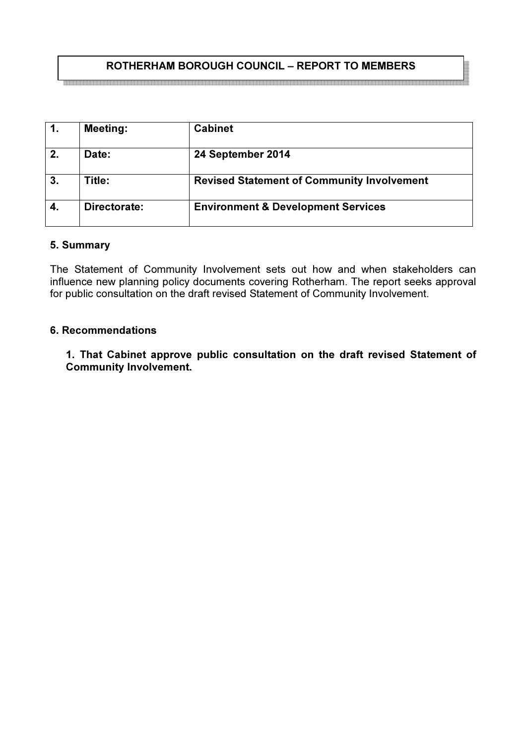**ROTHERHAM BOROUGH COUNCIL – REPORT TO MEMBERS**

| 1. | Meeting: | Cabinet |
|---|---|---|
| 2. | Date: | 24 September 2014 |
| 3. | Title: | Revised Statement of Community Involvement |
| 4. | Directorate: | Environment & Development Services |

## 5. Summary

The Statement of Community Involvement sets out how and when stakeholders can influence new planning policy documents covering Rotherham. The report seeks approval for public consultation on the draft revised Statement of Community Involvement.

## 6. Recommendations

**1. That Cabinet approve public consultation on the draft revised Statement of Community Involvement.**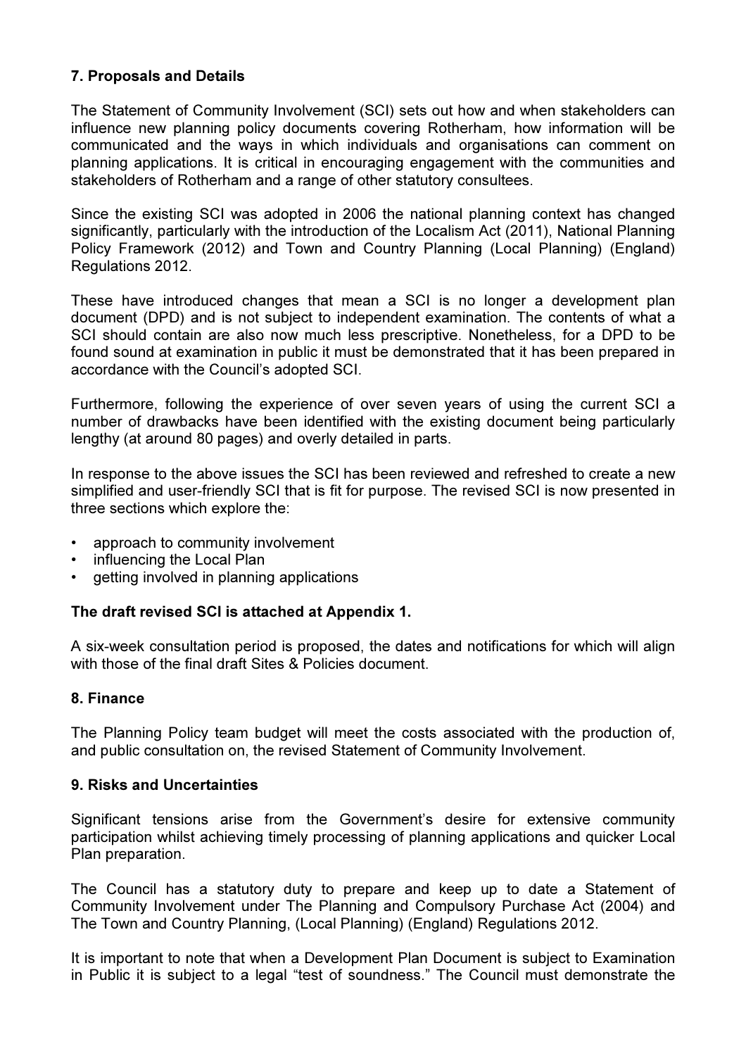## 7. Proposals and Details

The Statement of Community Involvement (SCI) sets out how and when stakeholders can influence new planning policy documents covering Rotherham, how information will be communicated and the ways in which individuals and organisations can comment on planning applications. It is critical in encouraging engagement with the communities and stakeholders of Rotherham and a range of other statutory consultees.

Since the existing SCI was adopted in 2006 the national planning context has changed significantly, particularly with the introduction of the Localism Act (2011), National Planning Policy Framework (2012) and Town and Country Planning (Local Planning) (England) Regulations 2012.

These have introduced changes that mean a SCI is no longer a development plan document (DPD) and is not subject to independent examination. The contents of what a SCI should contain are also now much less prescriptive. Nonetheless, for a DPD to be found sound at examination in public it must be demonstrated that it has been prepared in accordance with the Council's adopted SCI.

Furthermore, following the experience of over seven years of using the current SCI a number of drawbacks have been identified with the existing document being particularly lengthy (at around 80 pages) and overly detailed in parts.

In response to the above issues the SCI has been reviewed and refreshed to create a new simplified and user-friendly SCI that is fit for purpose. The revised SCI is now presented in three sections which explore the:

- approach to community involvement
- influencing the Local Plan
- getting involved in planning applications

**The draft revised SCI is attached at Appendix 1.**

A six-week consultation period is proposed, the dates and notifications for which will align with those of the final draft Sites & Policies document.

## 8. Finance

The Planning Policy team budget will meet the costs associated with the production of, and public consultation on, the revised Statement of Community Involvement.

## 9. Risks and Uncertainties

Significant tensions arise from the Government's desire for extensive community participation whilst achieving timely processing of planning applications and quicker Local Plan preparation.

The Council has a statutory duty to prepare and keep up to date a Statement of Community Involvement under The Planning and Compulsory Purchase Act (2004) and The Town and Country Planning, (Local Planning) (England) Regulations 2012.

It is important to note that when a Development Plan Document is subject to Examination in Public it is subject to a legal "test of soundness." The Council must demonstrate the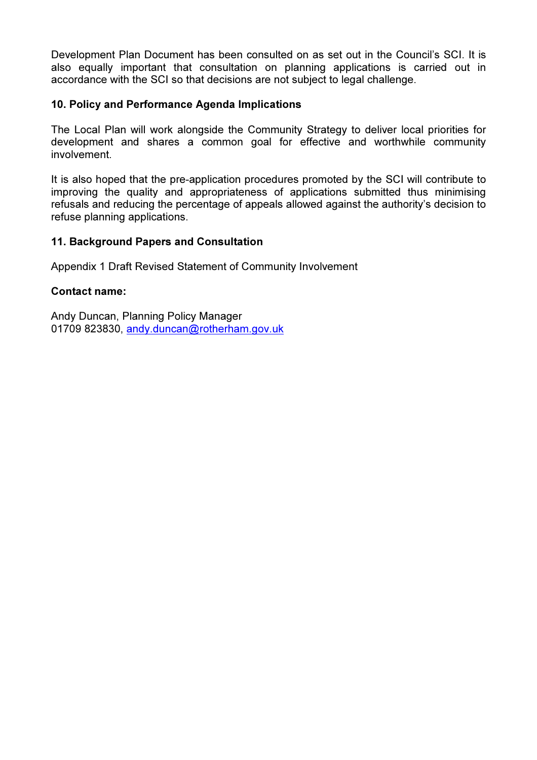Development Plan Document has been consulted on as set out in the Council's SCI. It is also equally important that consultation on planning applications is carried out in accordance with the SCI so that decisions are not subject to legal challenge.

**10. Policy and Performance Agenda Implications**

The Local Plan will work alongside the Community Strategy to deliver local priorities for development and shares a common goal for effective and worthwhile community involvement.

It is also hoped that the pre-application procedures promoted by the SCI will contribute to improving the quality and appropriateness of applications submitted thus minimising refusals and reducing the percentage of appeals allowed against the authority's decision to refuse planning applications.

**11. Background Papers and Consultation**

Appendix 1 Draft Revised Statement of Community Involvement

**Contact name:**

Andy Duncan, Planning Policy Manager
01709 823830, andy.duncan@rotherham.gov.uk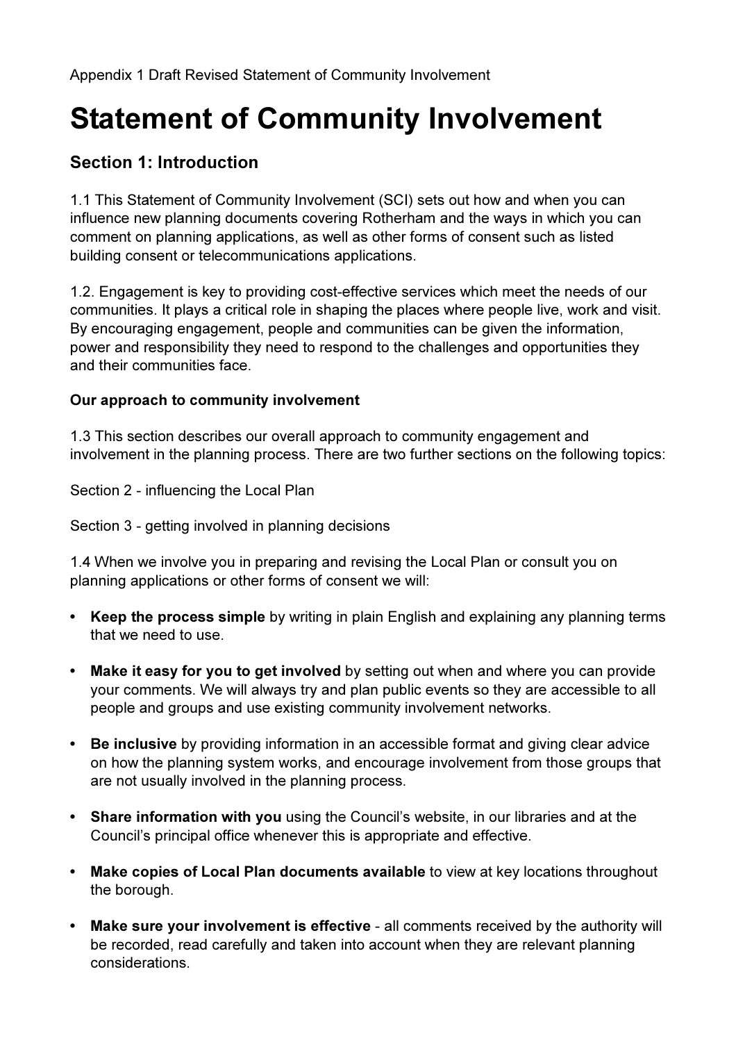Appendix 1 Draft Revised Statement of Community Involvement

# Statement of Community Involvement

## Section 1: Introduction

1.1 This Statement of Community Involvement (SCI) sets out how and when you can influence new planning documents covering Rotherham and the ways in which you can comment on planning applications, as well as other forms of consent such as listed building consent or telecommunications applications.

1.2. Engagement is key to providing cost-effective services which meet the needs of our communities. It plays a critical role in shaping the places where people live, work and visit. By encouraging engagement, people and communities can be given the information, power and responsibility they need to respond to the challenges and opportunities they and their communities face.

**Our approach to community involvement**

1.3 This section describes our overall approach to community engagement and involvement in the planning process. There are two further sections on the following topics:

Section 2 - influencing the Local Plan

Section 3 - getting involved in planning decisions

1.4 When we involve you in preparing and revising the Local Plan or consult you on planning applications or other forms of consent we will:

- **Keep the process simple** by writing in plain English and explaining any planning terms that we need to use.
- **Make it easy for you to get involved** by setting out when and where you can provide your comments. We will always try and plan public events so they are accessible to all people and groups and use existing community involvement networks.
- **Be inclusive** by providing information in an accessible format and giving clear advice on how the planning system works, and encourage involvement from those groups that are not usually involved in the planning process.
- **Share information with you** using the Council's website, in our libraries and at the Council's principal office whenever this is appropriate and effective.
- **Make copies of Local Plan documents available** to view at key locations throughout the borough.
- **Make sure your involvement is effective** - all comments received by the authority will be recorded, read carefully and taken into account when they are relevant planning considerations.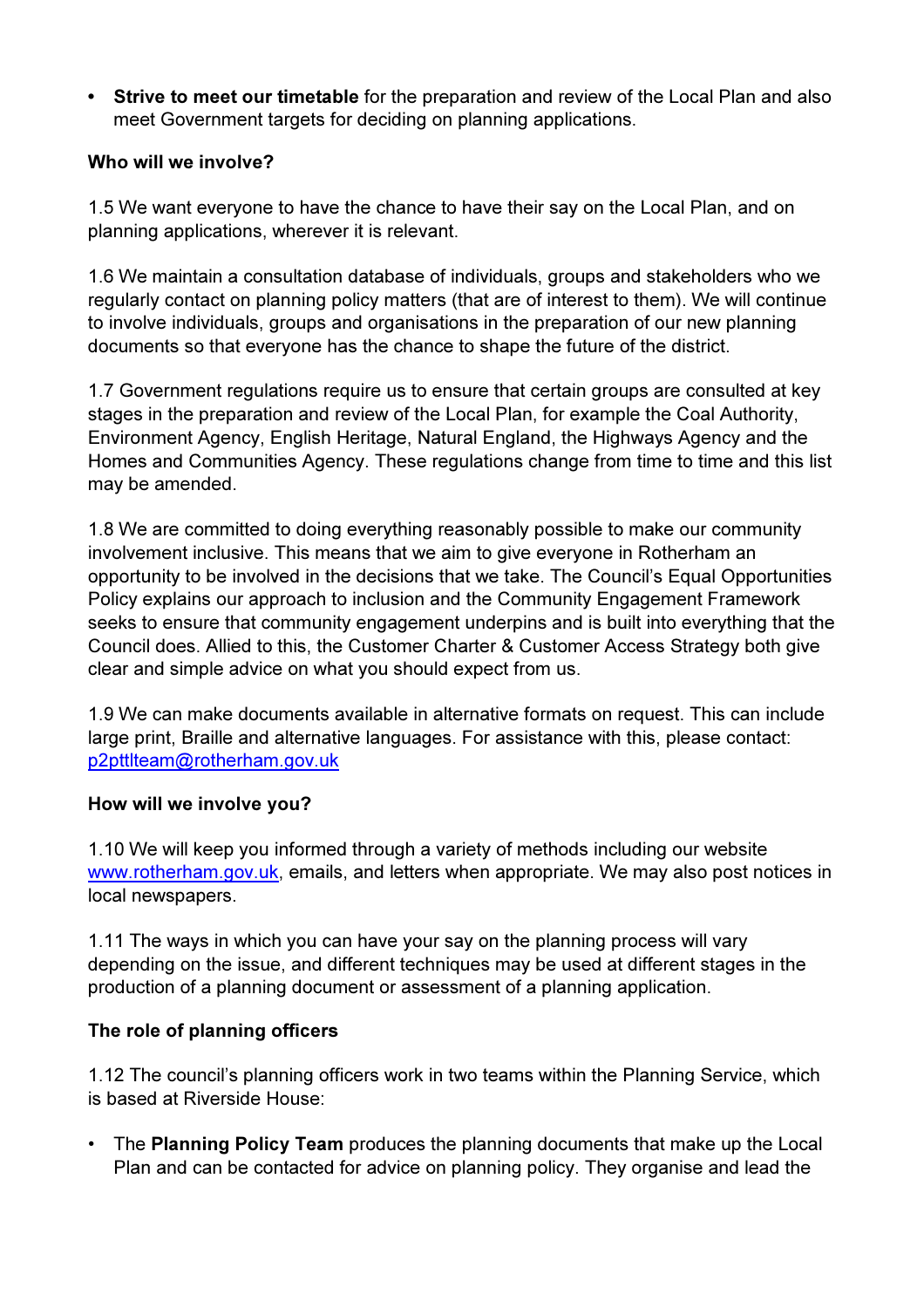- **Strive to meet our timetable** for the preparation and review of the Local Plan and also meet Government targets for deciding on planning applications.

**Who will we involve?**

1.5 We want everyone to have the chance to have their say on the Local Plan, and on planning applications, wherever it is relevant.

1.6 We maintain a consultation database of individuals, groups and stakeholders who we regularly contact on planning policy matters (that are of interest to them). We will continue to involve individuals, groups and organisations in the preparation of our new planning documents so that everyone has the chance to shape the future of the district.

1.7 Government regulations require us to ensure that certain groups are consulted at key stages in the preparation and review of the Local Plan, for example the Coal Authority, Environment Agency, English Heritage, Natural England, the Highways Agency and the Homes and Communities Agency. These regulations change from time to time and this list may be amended.

1.8 We are committed to doing everything reasonably possible to make our community involvement inclusive. This means that we aim to give everyone in Rotherham an opportunity to be involved in the decisions that we take. The Council's Equal Opportunities Policy explains our approach to inclusion and the Community Engagement Framework seeks to ensure that community engagement underpins and is built into everything that the Council does. Allied to this, the Customer Charter & Customer Access Strategy both give clear and simple advice on what you should expect from us.

1.9 We can make documents available in alternative formats on request. This can include large print, Braille and alternative languages. For assistance with this, please contact: p2pttlteam@rotherham.gov.uk

**How will we involve you?**

1.10 We will keep you informed through a variety of methods including our website www.rotherham.gov.uk, emails, and letters when appropriate. We may also post notices in local newspapers.

1.11 The ways in which you can have your say on the planning process will vary depending on the issue, and different techniques may be used at different stages in the production of a planning document or assessment of a planning application.

**The role of planning officers**

1.12 The council's planning officers work in two teams within the Planning Service, which is based at Riverside House:

- The **Planning Policy Team** produces the planning documents that make up the Local Plan and can be contacted for advice on planning policy. They organise and lead the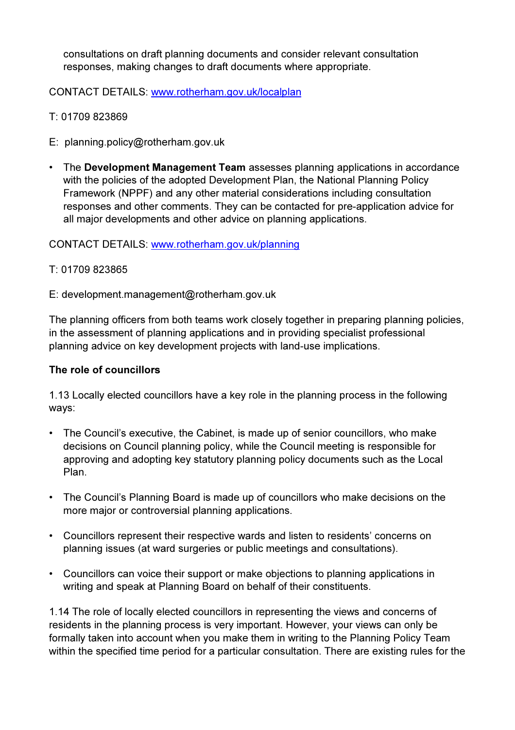consultations on draft planning documents and consider relevant consultation responses, making changes to draft documents where appropriate.

CONTACT DETAILS: [www.rotherham.gov.uk/localplan](http://www.rotherham.gov.uk/localplan)

T: 01709 823869

E: planning.policy@rotherham.gov.uk

- The **Development Management Team** assesses planning applications in accordance with the policies of the adopted Development Plan, the National Planning Policy Framework (NPPF) and any other material considerations including consultation responses and other comments. They can be contacted for pre-application advice for all major developments and other advice on planning applications.

CONTACT DETAILS: [www.rotherham.gov.uk/planning](http://www.rotherham.gov.uk/planning)

T: 01709 823865

E: development.management@rotherham.gov.uk

The planning officers from both teams work closely together in preparing planning policies, in the assessment of planning applications and in providing specialist professional planning advice on key development projects with land-use implications.

**The role of councillors**

1.13 Locally elected councillors have a key role in the planning process in the following ways:

- The Council's executive, the Cabinet, is made up of senior councillors, who make decisions on Council planning policy, while the Council meeting is responsible for approving and adopting key statutory planning policy documents such as the Local Plan.
- The Council's Planning Board is made up of councillors who make decisions on the more major or controversial planning applications.
- Councillors represent their respective wards and listen to residents' concerns on planning issues (at ward surgeries or public meetings and consultations).
- Councillors can voice their support or make objections to planning applications in writing and speak at Planning Board on behalf of their constituents.

1.14 The role of locally elected councillors in representing the views and concerns of residents in the planning process is very important. However, your views can only be formally taken into account when you make them in writing to the Planning Policy Team within the specified time period for a particular consultation. There are existing rules for the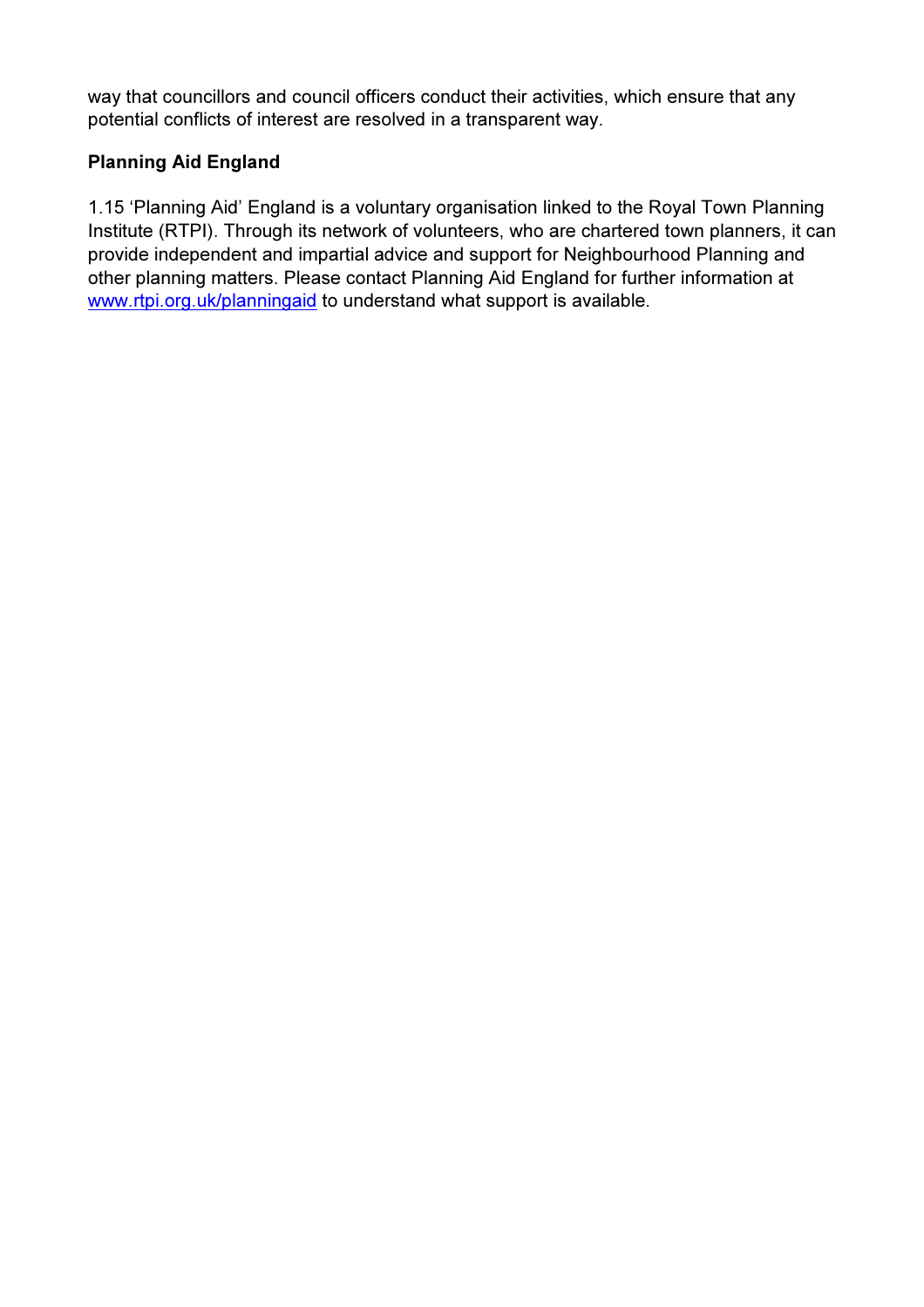way that councillors and council officers conduct their activities, which ensure that any potential conflicts of interest are resolved in a transparent way.

**Planning Aid England**

1.15 ‘Planning Aid’ England is a voluntary organisation linked to the Royal Town Planning Institute (RTPI). Through its network of volunteers, who are chartered town planners, it can provide independent and impartial advice and support for Neighbourhood Planning and other planning matters. Please contact Planning Aid England for further information at [www.rtpi.org.uk/planningaid](http://www.rtpi.org.uk/planningaid) to understand what support is available.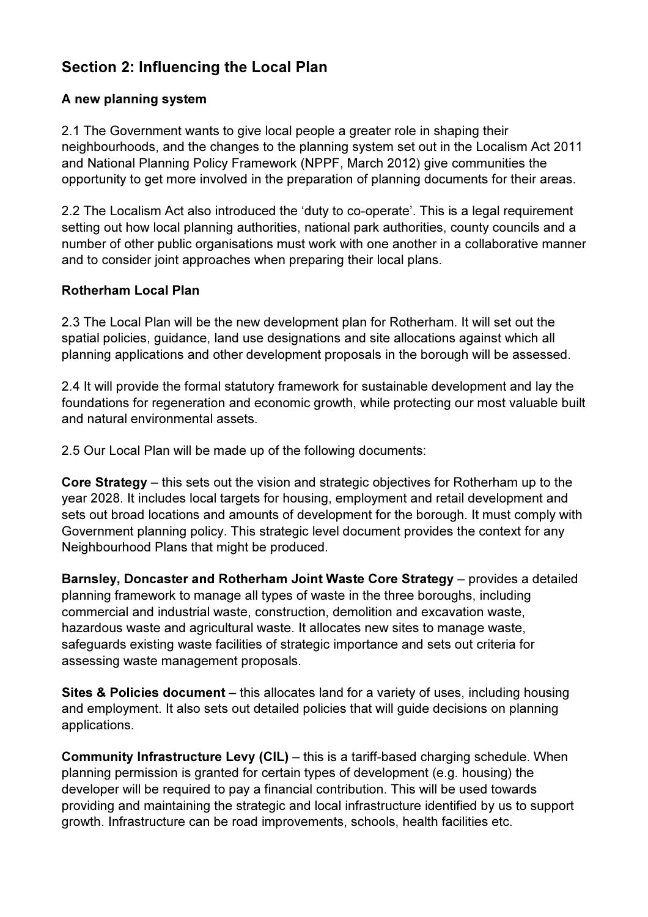## Section 2: Influencing the Local Plan

### A new planning system

2.1 The Government wants to give local people a greater role in shaping their neighbourhoods, and the changes to the planning system set out in the Localism Act 2011 and National Planning Policy Framework (NPPF, March 2012) give communities the opportunity to get more involved in the preparation of planning documents for their areas.

2.2 The Localism Act also introduced the 'duty to co-operate'. This is a legal requirement setting out how local planning authorities, national park authorities, county councils and a number of other public organisations must work with one another in a collaborative manner and to consider joint approaches when preparing their local plans.

### Rotherham Local Plan

2.3 The Local Plan will be the new development plan for Rotherham. It will set out the spatial policies, guidance, land use designations and site allocations against which all planning applications and other development proposals in the borough will be assessed.

2.4 It will provide the formal statutory framework for sustainable development and lay the foundations for regeneration and economic growth, while protecting our most valuable built and natural environmental assets.

2.5 Our Local Plan will be made up of the following documents:

**Core Strategy** – this sets out the vision and strategic objectives for Rotherham up to the year 2028. It includes local targets for housing, employment and retail development and sets out broad locations and amounts of development for the borough. It must comply with Government planning policy. This strategic level document provides the context for any Neighbourhood Plans that might be produced.

**Barnsley, Doncaster and Rotherham Joint Waste Core Strategy** – provides a detailed planning framework to manage all types of waste in the three boroughs, including commercial and industrial waste, construction, demolition and excavation waste, hazardous waste and agricultural waste. It allocates new sites to manage waste, safeguards existing waste facilities of strategic importance and sets out criteria for assessing waste management proposals.

**Sites & Policies document** – this allocates land for a variety of uses, including housing and employment. It also sets out detailed policies that will guide decisions on planning applications.

**Community Infrastructure Levy (CIL)** – this is a tariff-based charging schedule. When planning permission is granted for certain types of development (e.g. housing) the developer will be required to pay a financial contribution. This will be used towards providing and maintaining the strategic and local infrastructure identified by us to support growth. Infrastructure can be road improvements, schools, health facilities etc.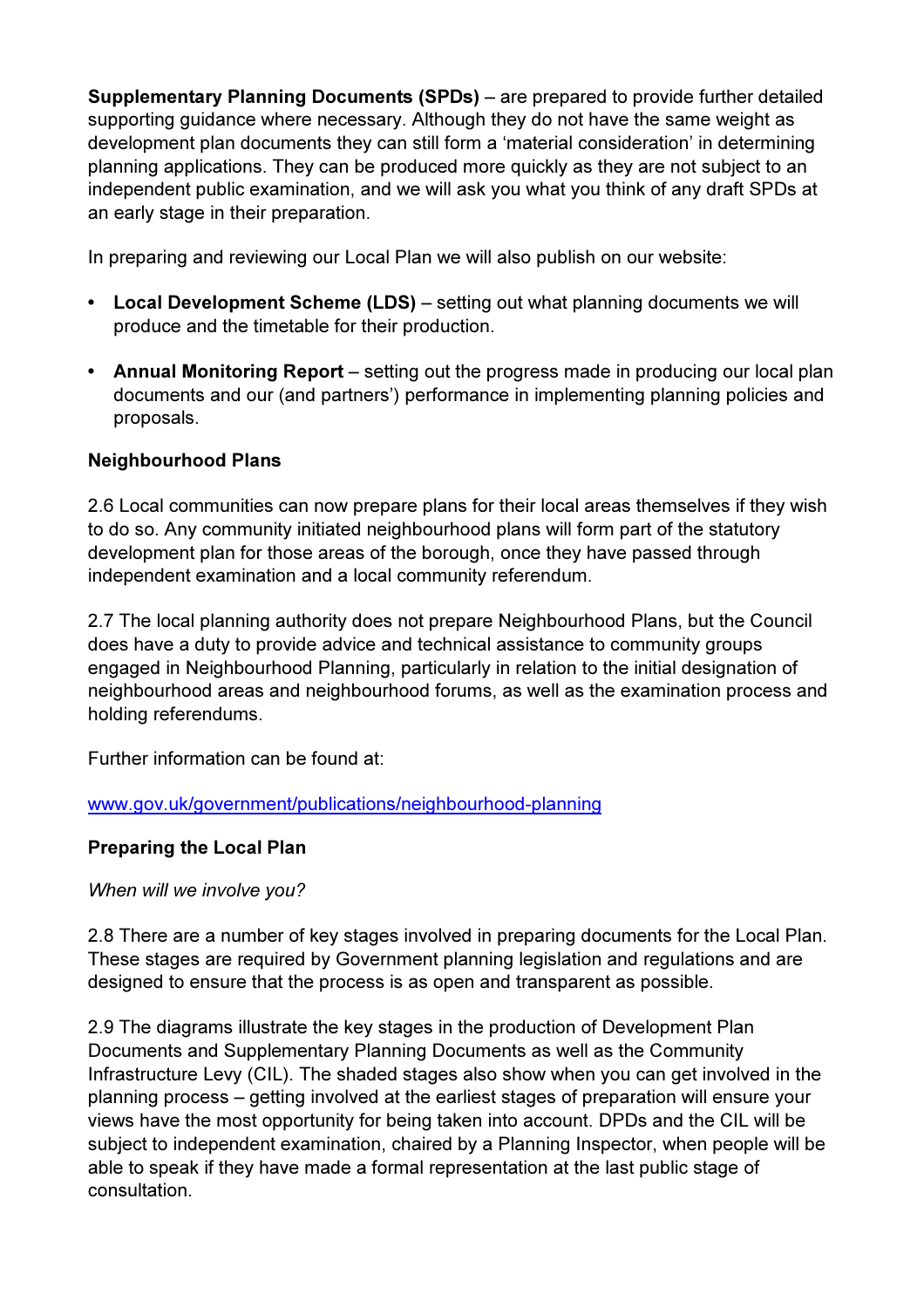**Supplementary Planning Documents (SPDs)** – are prepared to provide further detailed supporting guidance where necessary. Although they do not have the same weight as development plan documents they can still form a 'material consideration' in determining planning applications. They can be produced more quickly as they are not subject to an independent public examination, and we will ask you what you think of any draft SPDs at an early stage in their preparation.

In preparing and reviewing our Local Plan we will also publish on our website:

- **Local Development Scheme (LDS)** – setting out what planning documents we will produce and the timetable for their production.
- **Annual Monitoring Report** – setting out the progress made in producing our local plan documents and our (and partners') performance in implementing planning policies and proposals.

**Neighbourhood Plans**

2.6 Local communities can now prepare plans for their local areas themselves if they wish to do so. Any community initiated neighbourhood plans will form part of the statutory development plan for those areas of the borough, once they have passed through independent examination and a local community referendum.

2.7 The local planning authority does not prepare Neighbourhood Plans, but the Council does have a duty to provide advice and technical assistance to community groups engaged in Neighbourhood Planning, particularly in relation to the initial designation of neighbourhood areas and neighbourhood forums, as well as the examination process and holding referendums.

Further information can be found at:

[www.gov.uk/government/publications/neighbourhood-planning](www.gov.uk/government/publications/neighbourhood-planning)

**Preparing the Local Plan**

*When will we involve you?*

2.8 There are a number of key stages involved in preparing documents for the Local Plan. These stages are required by Government planning legislation and regulations and are designed to ensure that the process is as open and transparent as possible.

2.9 The diagrams illustrate the key stages in the production of Development Plan Documents and Supplementary Planning Documents as well as the Community Infrastructure Levy (CIL). The shaded stages also show when you can get involved in the planning process – getting involved at the earliest stages of preparation will ensure your views have the most opportunity for being taken into account. DPDs and the CIL will be subject to independent examination, chaired by a Planning Inspector, when people will be able to speak if they have made a formal representation at the last public stage of consultation.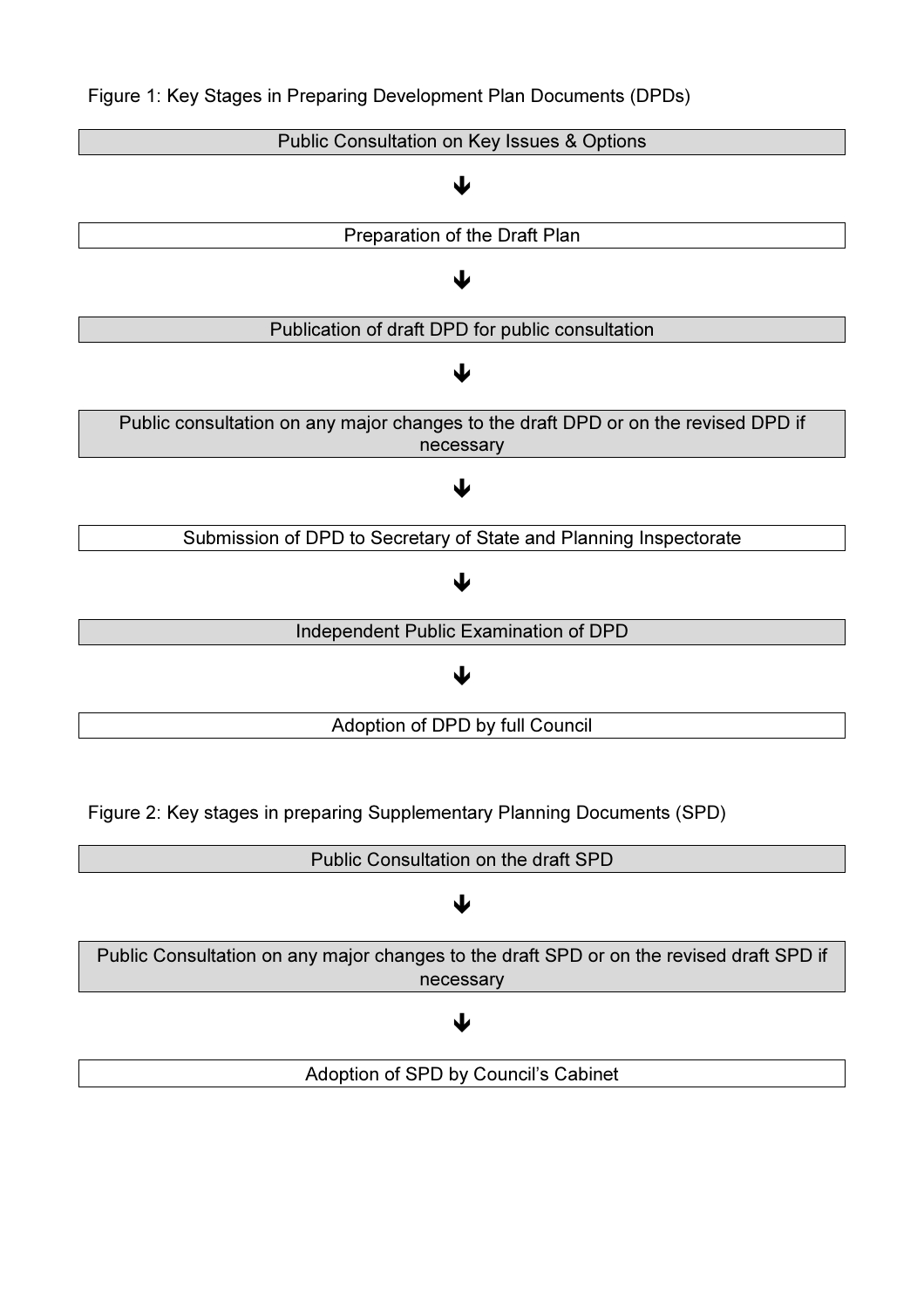Figure 1: Key Stages in Preparing Development Plan Documents (DPDs)

Public Consultation on Key Issues & Options

↓

Preparation of the Draft Plan

↓

Publication of draft DPD for public consultation

↓

Public consultation on any major changes to the draft DPD or on the revised DPD if necessary

↓

Submission of DPD to Secretary of State and Planning Inspectorate

↓

Independent Public Examination of DPD

↓

Adoption of DPD by full Council

Figure 2: Key stages in preparing Supplementary Planning Documents (SPD)

Public Consultation on the draft SPD

↓

Public Consultation on any major changes to the draft SPD or on the revised draft SPD if necessary

↓

Adoption of SPD by Council's Cabinet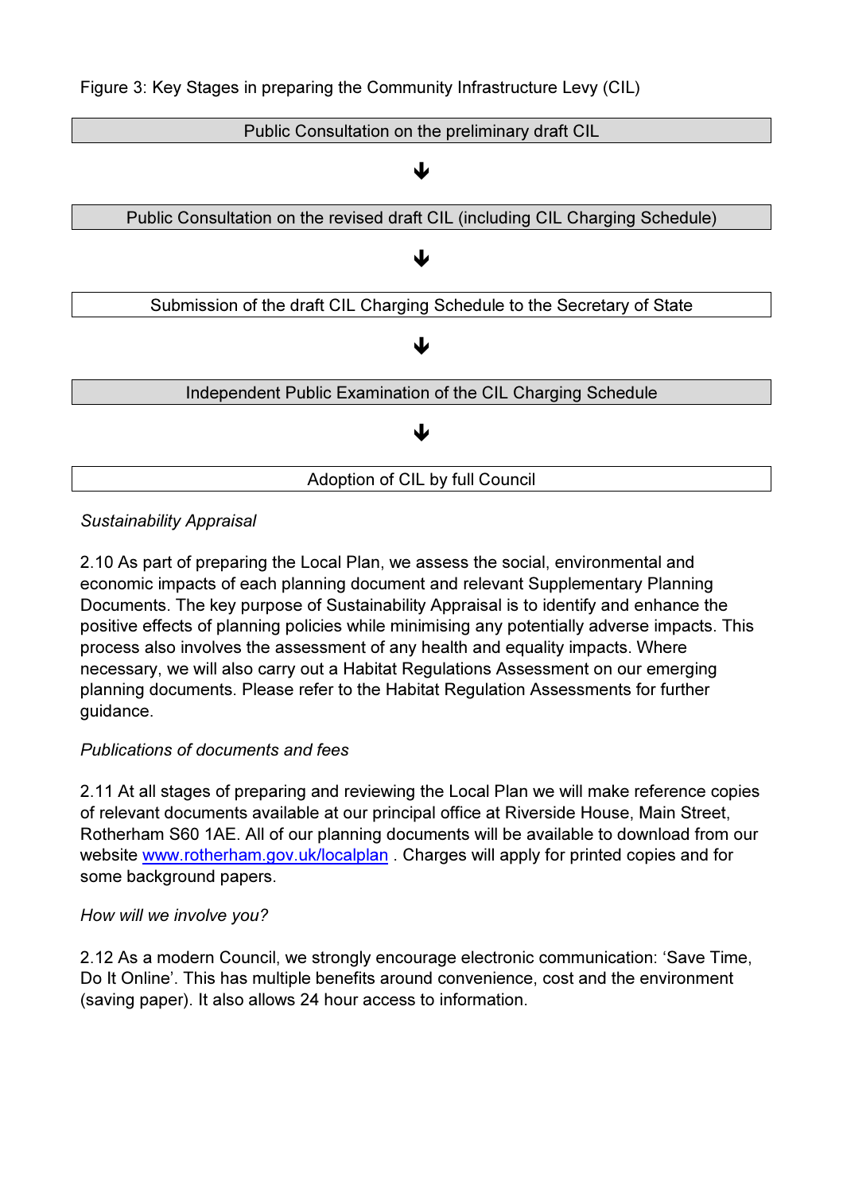Figure 3: Key Stages in preparing the Community Infrastructure Levy (CIL)

Public Consultation on the preliminary draft CIL

↓

Public Consultation on the revised draft CIL (including CIL Charging Schedule)

↓

Submission of the draft CIL Charging Schedule to the Secretary of State

↓

Independent Public Examination of the CIL Charging Schedule

↓

Adoption of CIL by full Council

*Sustainability Appraisal*

2.10 As part of preparing the Local Plan, we assess the social, environmental and economic impacts of each planning document and relevant Supplementary Planning Documents. The key purpose of Sustainability Appraisal is to identify and enhance the positive effects of planning policies while minimising any potentially adverse impacts. This process also involves the assessment of any health and equality impacts. Where necessary, we will also carry out a Habitat Regulations Assessment on our emerging planning documents. Please refer to the Habitat Regulation Assessments for further guidance.

*Publications of documents and fees*

2.11 At all stages of preparing and reviewing the Local Plan we will make reference copies of relevant documents available at our principal office at Riverside House, Main Street, Rotherham S60 1AE. All of our planning documents will be available to download from our website [www.rotherham.gov.uk/localplan](http://www.rotherham.gov.uk/localplan) . Charges will apply for printed copies and for some background papers.

*How will we involve you?*

2.12 As a modern Council, we strongly encourage electronic communication: 'Save Time, Do It Online'. This has multiple benefits around convenience, cost and the environment (saving paper). It also allows 24 hour access to information.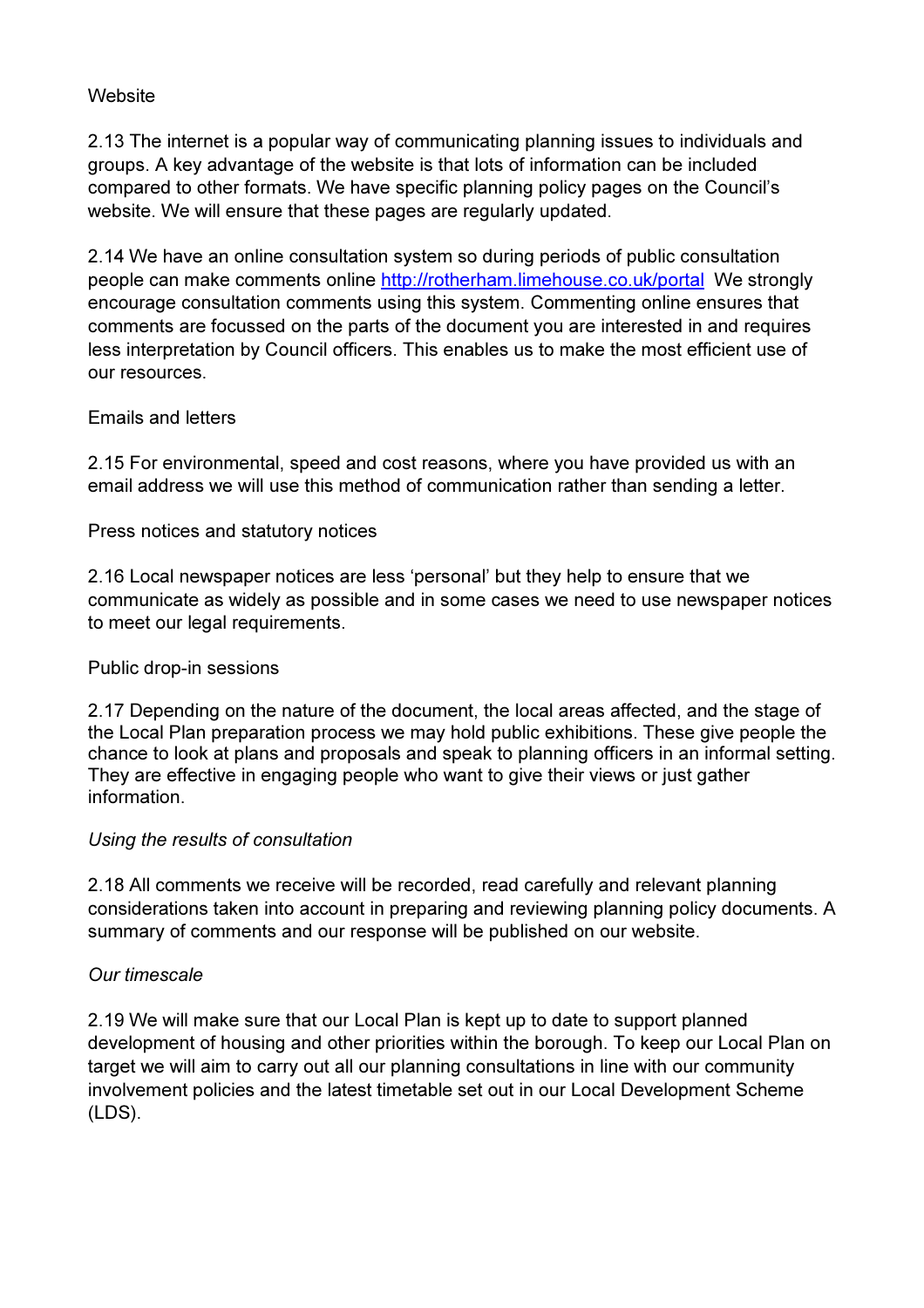Website

2.13 The internet is a popular way of communicating planning issues to individuals and groups. A key advantage of the website is that lots of information can be included compared to other formats. We have specific planning policy pages on the Council's website. We will ensure that these pages are regularly updated.

2.14 We have an online consultation system so during periods of public consultation people can make comments online [http://rotherham.limehouse.co.uk/portal](http://rotherham.limehouse.co.uk/portal) We strongly encourage consultation comments using this system. Commenting online ensures that comments are focussed on the parts of the document you are interested in and requires less interpretation by Council officers. This enables us to make the most efficient use of our resources.

Emails and letters

2.15 For environmental, speed and cost reasons, where you have provided us with an email address we will use this method of communication rather than sending a letter.

Press notices and statutory notices

2.16 Local newspaper notices are less 'personal' but they help to ensure that we communicate as widely as possible and in some cases we need to use newspaper notices to meet our legal requirements.

Public drop-in sessions

2.17 Depending on the nature of the document, the local areas affected, and the stage of the Local Plan preparation process we may hold public exhibitions. These give people the chance to look at plans and proposals and speak to planning officers in an informal setting. They are effective in engaging people who want to give their views or just gather information.

*Using the results of consultation*

2.18 All comments we receive will be recorded, read carefully and relevant planning considerations taken into account in preparing and reviewing planning policy documents. A summary of comments and our response will be published on our website.

*Our timescale*

2.19 We will make sure that our Local Plan is kept up to date to support planned development of housing and other priorities within the borough. To keep our Local Plan on target we will aim to carry out all our planning consultations in line with our community involvement policies and the latest timetable set out in our Local Development Scheme (LDS).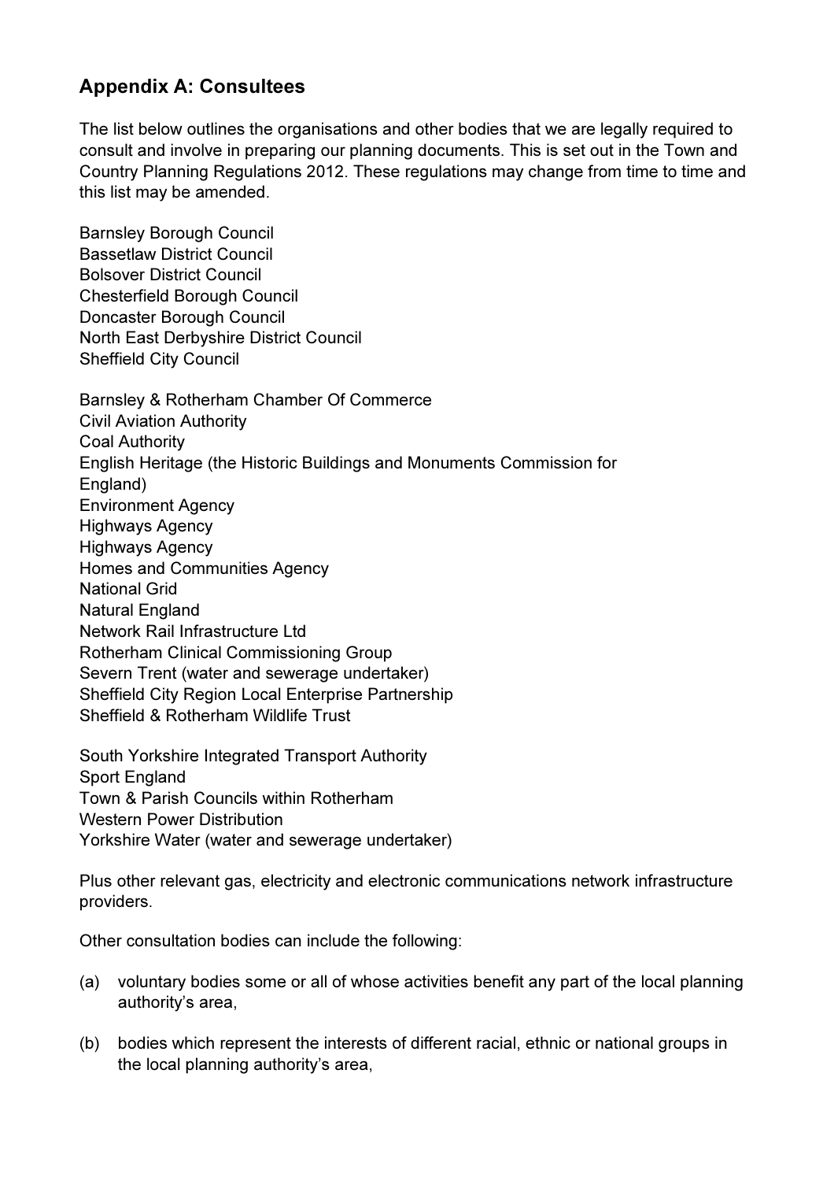## Appendix A: Consultees

The list below outlines the organisations and other bodies that we are legally required to consult and involve in preparing our planning documents. This is set out in the Town and Country Planning Regulations 2012. These regulations may change from time to time and this list may be amended.

Barnsley Borough Council
Bassetlaw District Council
Bolsover District Council
Chesterfield Borough Council
Doncaster Borough Council
North East Derbyshire District Council
Sheffield City Council

Barnsley & Rotherham Chamber Of Commerce
Civil Aviation Authority
Coal Authority
English Heritage (the Historic Buildings and Monuments Commission for England)
Environment Agency
Highways Agency
Highways Agency
Homes and Communities Agency
National Grid
Natural England
Network Rail Infrastructure Ltd
Rotherham Clinical Commissioning Group
Severn Trent (water and sewerage undertaker)
Sheffield City Region Local Enterprise Partnership
Sheffield & Rotherham Wildlife Trust

South Yorkshire Integrated Transport Authority
Sport England
Town & Parish Councils within Rotherham
Western Power Distribution
Yorkshire Water (water and sewerage undertaker)

Plus other relevant gas, electricity and electronic communications network infrastructure providers.

Other consultation bodies can include the following:

(a) voluntary bodies some or all of whose activities benefit any part of the local planning authority's area,

(b) bodies which represent the interests of different racial, ethnic or national groups in the local planning authority's area,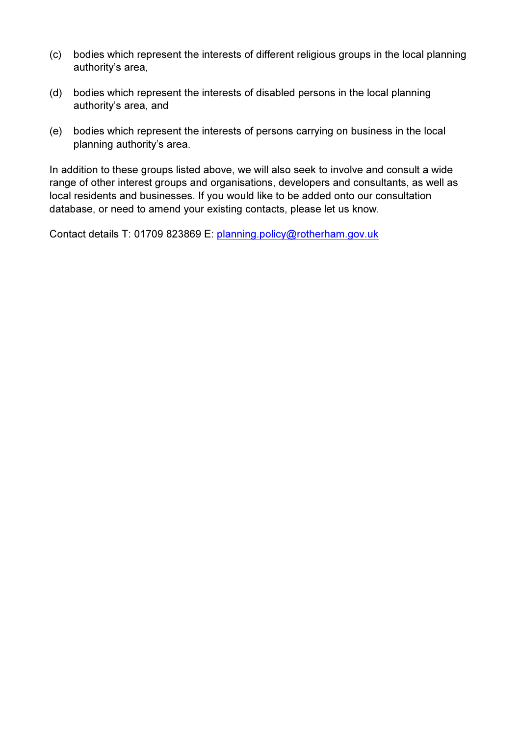(c) bodies which represent the interests of different religious groups in the local planning authority's area,

(d) bodies which represent the interests of disabled persons in the local planning authority's area, and

(e) bodies which represent the interests of persons carrying on business in the local planning authority's area.

In addition to these groups listed above, we will also seek to involve and consult a wide range of other interest groups and organisations, developers and consultants, as well as local residents and businesses. If you would like to be added onto our consultation database, or need to amend your existing contacts, please let us know.

Contact details T: 01709 823869 E: [planning.policy@rotherham.gov.uk](mailto:planning.policy@rotherham.gov.uk)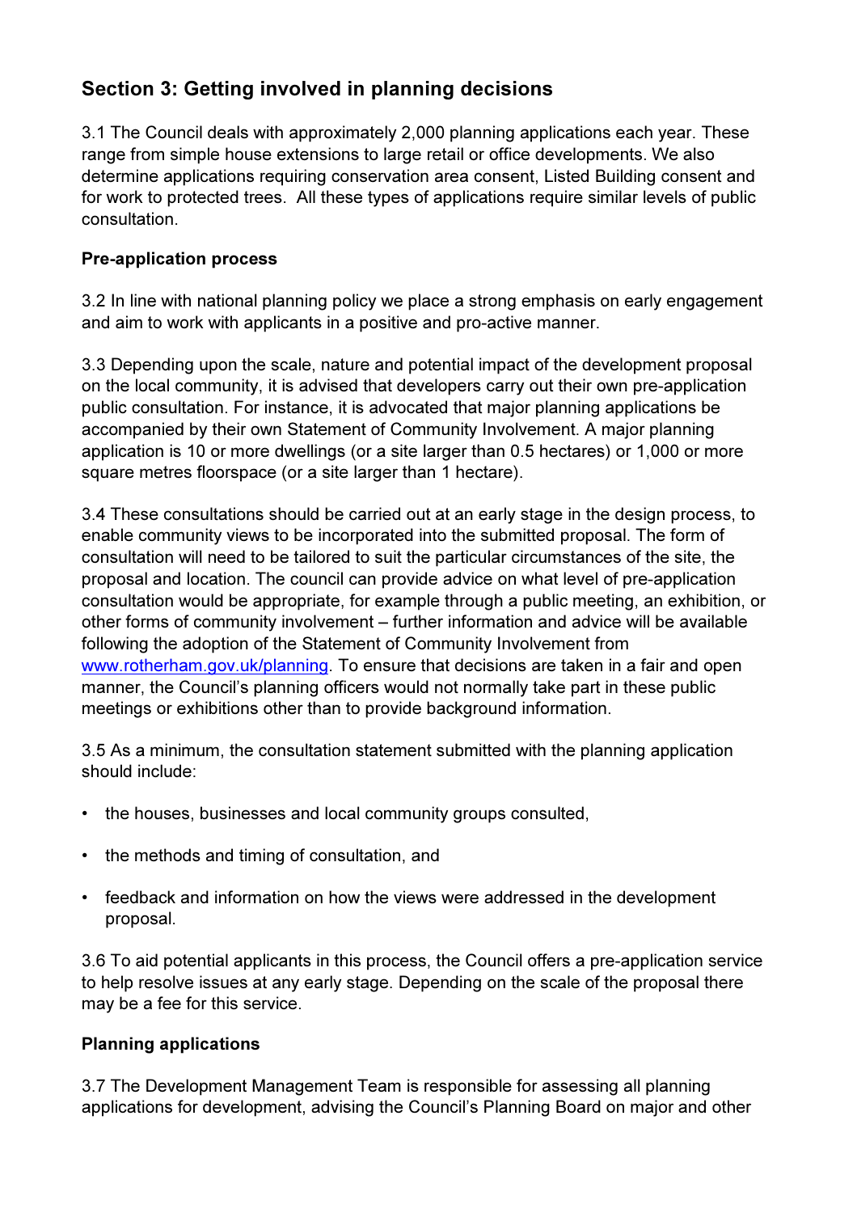## Section 3: Getting involved in planning decisions

3.1 The Council deals with approximately 2,000 planning applications each year. These range from simple house extensions to large retail or office developments. We also determine applications requiring conservation area consent, Listed Building consent and for work to protected trees. All these types of applications require similar levels of public consultation.

### Pre-application process

3.2 In line with national planning policy we place a strong emphasis on early engagement and aim to work with applicants in a positive and pro-active manner.

3.3 Depending upon the scale, nature and potential impact of the development proposal on the local community, it is advised that developers carry out their own pre-application public consultation. For instance, it is advocated that major planning applications be accompanied by their own Statement of Community Involvement. A major planning application is 10 or more dwellings (or a site larger than 0.5 hectares) or 1,000 or more square metres floorspace (or a site larger than 1 hectare).

3.4 These consultations should be carried out at an early stage in the design process, to enable community views to be incorporated into the submitted proposal. The form of consultation will need to be tailored to suit the particular circumstances of the site, the proposal and location. The council can provide advice on what level of pre-application consultation would be appropriate, for example through a public meeting, an exhibition, or other forms of community involvement – further information and advice will be available following the adoption of the Statement of Community Involvement from www.rotherham.gov.uk/planning. To ensure that decisions are taken in a fair and open manner, the Council's planning officers would not normally take part in these public meetings or exhibitions other than to provide background information.

3.5 As a minimum, the consultation statement submitted with the planning application should include:

- the houses, businesses and local community groups consulted,
- the methods and timing of consultation, and
- feedback and information on how the views were addressed in the development proposal.

3.6 To aid potential applicants in this process, the Council offers a pre-application service to help resolve issues at any early stage. Depending on the scale of the proposal there may be a fee for this service.

### Planning applications

3.7 The Development Management Team is responsible for assessing all planning applications for development, advising the Council's Planning Board on major and other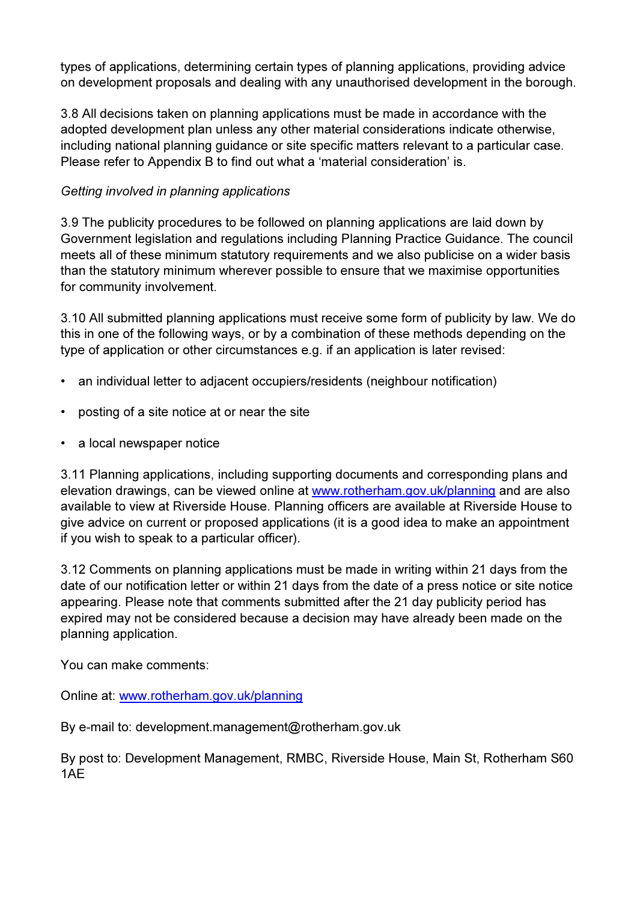types of applications, determining certain types of planning applications, providing advice on development proposals and dealing with any unauthorised development in the borough.

3.8 All decisions taken on planning applications must be made in accordance with the adopted development plan unless any other material considerations indicate otherwise, including national planning guidance or site specific matters relevant to a particular case. Please refer to Appendix B to find out what a 'material consideration' is.

*Getting involved in planning applications*

3.9 The publicity procedures to be followed on planning applications are laid down by Government legislation and regulations including Planning Practice Guidance. The council meets all of these minimum statutory requirements and we also publicise on a wider basis than the statutory minimum wherever possible to ensure that we maximise opportunities for community involvement.

3.10 All submitted planning applications must receive some form of publicity by law. We do this in one of the following ways, or by a combination of these methods depending on the type of application or other circumstances e.g. if an application is later revised:

- an individual letter to adjacent occupiers/residents (neighbour notification)
- posting of a site notice at or near the site
- a local newspaper notice

3.11 Planning applications, including supporting documents and corresponding plans and elevation drawings, can be viewed online at [www.rotherham.gov.uk/planning](http://www.rotherham.gov.uk/planning) and are also available to view at Riverside House. Planning officers are available at Riverside House to give advice on current or proposed applications (it is a good idea to make an appointment if you wish to speak to a particular officer).

3.12 Comments on planning applications must be made in writing within 21 days from the date of our notification letter or within 21 days from the date of a press notice or site notice appearing. Please note that comments submitted after the 21 day publicity period has expired may not be considered because a decision may have already been made on the planning application.

You can make comments:

Online at: [www.rotherham.gov.uk/planning](http://www.rotherham.gov.uk/planning)

By e-mail to: development.management@rotherham.gov.uk

By post to: Development Management, RMBC, Riverside House, Main St, Rotherham S60 1AE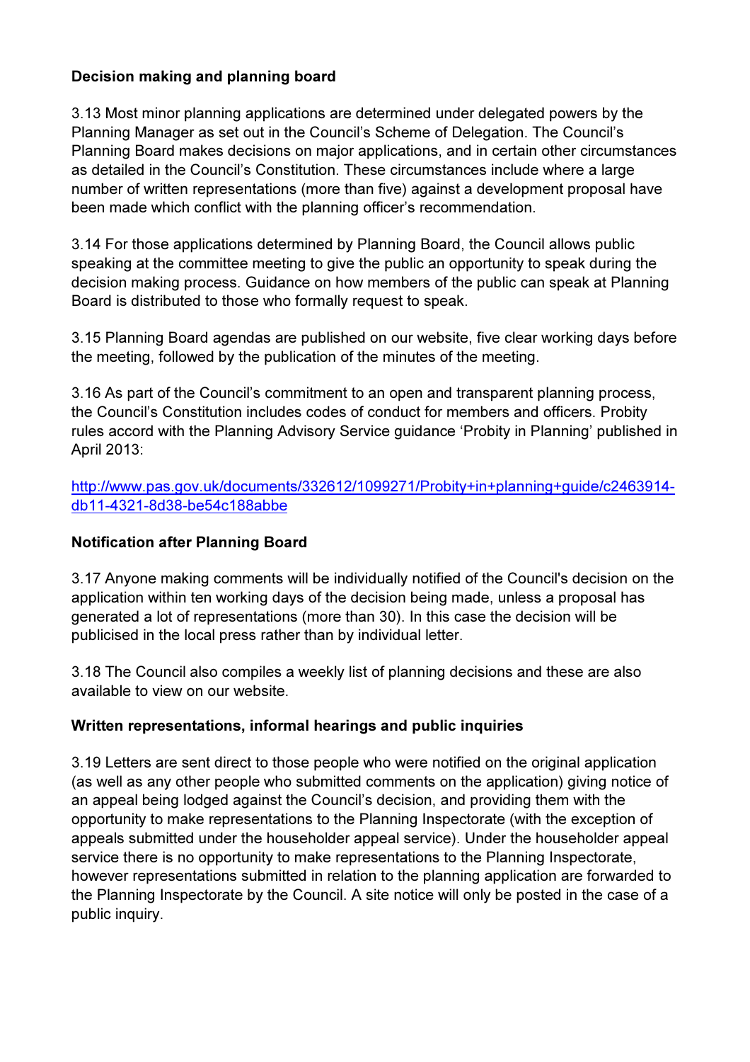**Decision making and planning board**

3.13 Most minor planning applications are determined under delegated powers by the Planning Manager as set out in the Council's Scheme of Delegation. The Council's Planning Board makes decisions on major applications, and in certain other circumstances as detailed in the Council's Constitution. These circumstances include where a large number of written representations (more than five) against a development proposal have been made which conflict with the planning officer's recommendation.

3.14 For those applications determined by Planning Board, the Council allows public speaking at the committee meeting to give the public an opportunity to speak during the decision making process. Guidance on how members of the public can speak at Planning Board is distributed to those who formally request to speak.

3.15 Planning Board agendas are published on our website, five clear working days before the meeting, followed by the publication of the minutes of the meeting.

3.16 As part of the Council's commitment to an open and transparent planning process, the Council's Constitution includes codes of conduct for members and officers. Probity rules accord with the Planning Advisory Service guidance 'Probity in Planning' published in April 2013:

[http://www.pas.gov.uk/documents/332612/1099271/Probity+in+planning+guide/c2463914-db11-4321-8d38-be54c188abbe](http://www.pas.gov.uk/documents/332612/1099271/Probity+in+planning+guide/c2463914-db11-4321-8d38-be54c188abbe)

**Notification after Planning Board**

3.17 Anyone making comments will be individually notified of the Council's decision on the application within ten working days of the decision being made, unless a proposal has generated a lot of representations (more than 30). In this case the decision will be publicised in the local press rather than by individual letter.

3.18 The Council also compiles a weekly list of planning decisions and these are also available to view on our website.

**Written representations, informal hearings and public inquiries**

3.19 Letters are sent direct to those people who were notified on the original application (as well as any other people who submitted comments on the application) giving notice of an appeal being lodged against the Council's decision, and providing them with the opportunity to make representations to the Planning Inspectorate (with the exception of appeals submitted under the householder appeal service). Under the householder appeal service there is no opportunity to make representations to the Planning Inspectorate, however representations submitted in relation to the planning application are forwarded to the Planning Inspectorate by the Council. A site notice will only be posted in the case of a public inquiry.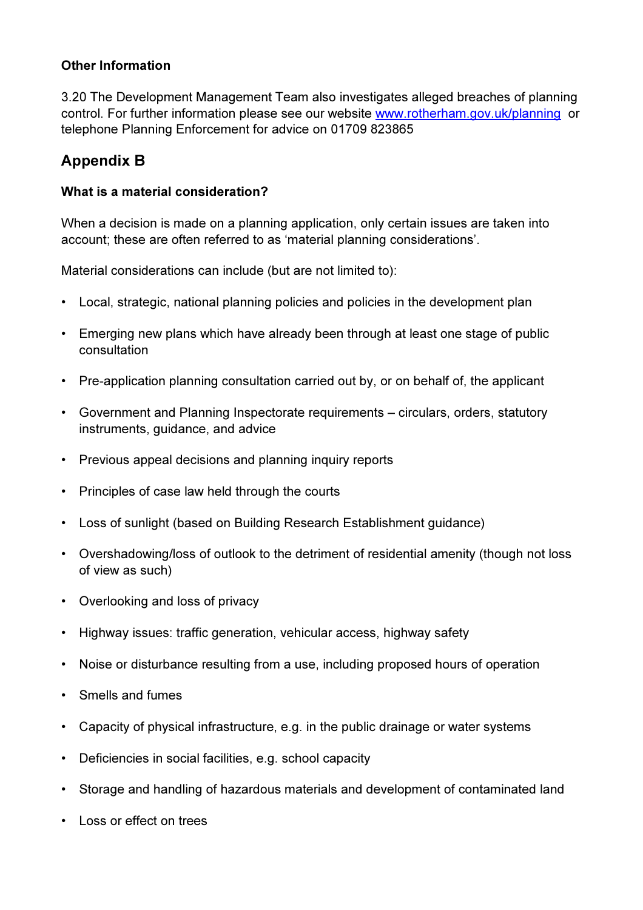**Other Information**

3.20 The Development Management Team also investigates alleged breaches of planning control. For further information please see our website [www.rotherham.gov.uk/planning](http://www.rotherham.gov.uk/planning) or telephone Planning Enforcement for advice on 01709 823865

## Appendix B

**What is a material consideration?**

When a decision is made on a planning application, only certain issues are taken into account; these are often referred to as 'material planning considerations'.

Material considerations can include (but are not limited to):

- Local, strategic, national planning policies and policies in the development plan
- Emerging new plans which have already been through at least one stage of public consultation
- Pre-application planning consultation carried out by, or on behalf of, the applicant
- Government and Planning Inspectorate requirements – circulars, orders, statutory instruments, guidance, and advice
- Previous appeal decisions and planning inquiry reports
- Principles of case law held through the courts
- Loss of sunlight (based on Building Research Establishment guidance)
- Overshadowing/loss of outlook to the detriment of residential amenity (though not loss of view as such)
- Overlooking and loss of privacy
- Highway issues: traffic generation, vehicular access, highway safety
- Noise or disturbance resulting from a use, including proposed hours of operation
- Smells and fumes
- Capacity of physical infrastructure, e.g. in the public drainage or water systems
- Deficiencies in social facilities, e.g. school capacity
- Storage and handling of hazardous materials and development of contaminated land
- Loss or effect on trees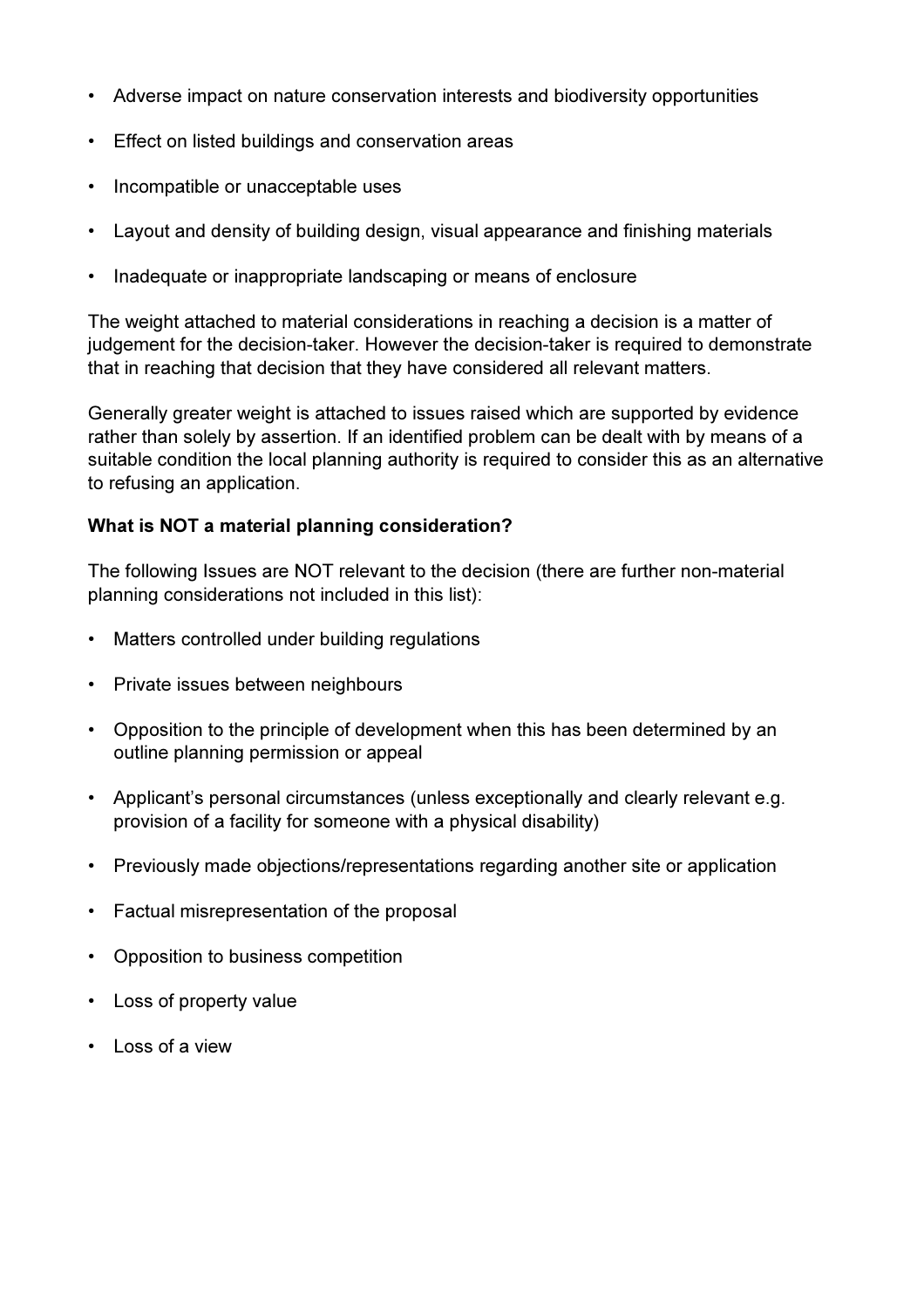- Adverse impact on nature conservation interests and biodiversity opportunities
- Effect on listed buildings and conservation areas
- Incompatible or unacceptable uses
- Layout and density of building design, visual appearance and finishing materials
- Inadequate or inappropriate landscaping or means of enclosure

The weight attached to material considerations in reaching a decision is a matter of judgement for the decision-taker. However the decision-taker is required to demonstrate that in reaching that decision that they have considered all relevant matters.

Generally greater weight is attached to issues raised which are supported by evidence rather than solely by assertion. If an identified problem can be dealt with by means of a suitable condition the local planning authority is required to consider this as an alternative to refusing an application.

**What is NOT a material planning consideration?**

The following Issues are NOT relevant to the decision (there are further non-material planning considerations not included in this list):

- Matters controlled under building regulations
- Private issues between neighbours
- Opposition to the principle of development when this has been determined by an outline planning permission or appeal
- Applicant's personal circumstances (unless exceptionally and clearly relevant e.g. provision of a facility for someone with a physical disability)
- Previously made objections/representations regarding another site or application
- Factual misrepresentation of the proposal
- Opposition to business competition
- Loss of property value
- Loss of a view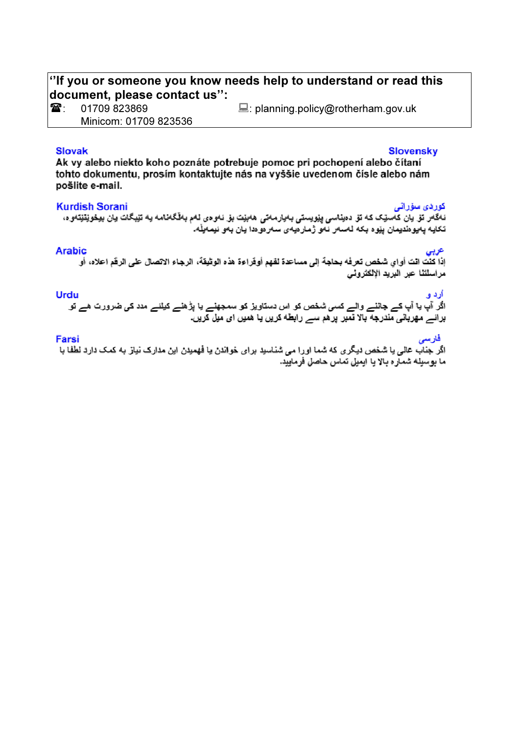**''If you or someone you know needs help to understand or read this document, please contact us'':**

☎: 01709 823869 &nbsp;&nbsp;&nbsp;&nbsp; 💻: planning.policy@rotherham.gov.uk

Minicom: 01709 823536

**Slovak** &nbsp;&nbsp;&nbsp;&nbsp; **Slovensky**

**Ak vy alebo niekto koho poznáte potrebuje pomoc pri pochopení alebo čítaní tohto dokumentu, prosím kontaktujte nás na vyššie uvedenom čísle alebo nám pošlite e-mail.**

**Kurdish Sorani** &nbsp;&nbsp;&nbsp;&nbsp; **کوردی سۆرانی**

**ئەگەر تۆ یان کەسێک کە تۆ دەیناسی پێویستی بەیارمەتی هەبێت بۆ ئەوەی لەم بەڵگەنامە یە تێبگات یان بیخوێنێتەوە، تکایە پەیوەندیمان پێوە بکە لەسەر ئەو ژمارەیەی سەرەوەدا یان بەو ئیمەیلە.**

**Arabic** &nbsp;&nbsp;&nbsp;&nbsp; **عربي**

**إذا كنت انت أواي شخص تعرفه بحاجة إلى مساعدة لفهم أوقراءة هذه الوثيقة، الرجاء الاتصال على الرقم اعلاه، أو مراسلتنا عبر البريد الإلكتروني**

**Urdu** &nbsp;&nbsp;&nbsp;&nbsp; **اُردو**

**اگر آپ یا آپ کے جاننے والے کسی شخص کو اس دستاویز کو سمجھنے یا پڑھنے کیلئے مدد کی ضرورت ہے تو برائے مہربانی مندرجہ بالا نمبر پرہم سے رابطہ کریں یا ہمیں ای میل کریں۔**

**Farsi** &nbsp;&nbsp;&nbsp;&nbsp; **فارسی**

**اگر جناب عالی یا شخص دیگری که شما اورا می شناسید برای خواندن یا فهمیدن این مدارک نیاز به کمک دارد لطفا با ما بوسیله شماره بالا یا ایمیل تماس حاصل فرمایید.**